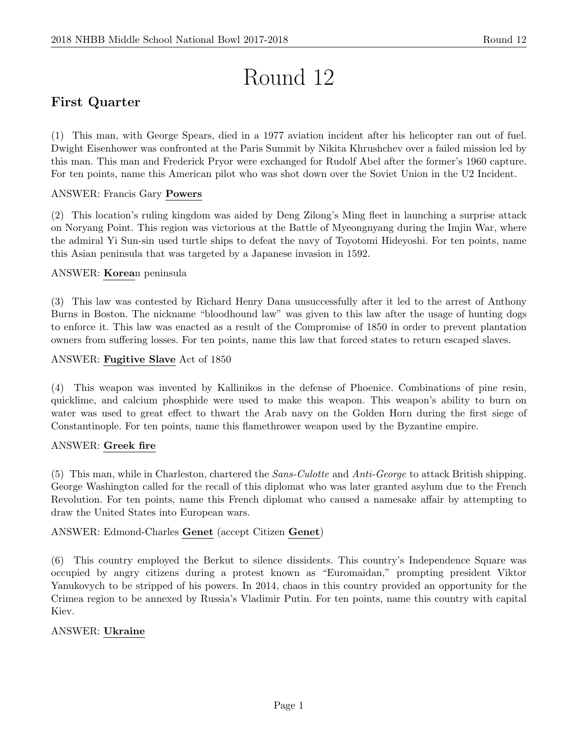# Round 12

## First Quarter

(1) This man, with George Spears, died in a 1977 aviation incident after his helicopter ran out of fuel. Dwight Eisenhower was confronted at the Paris Summit by Nikita Khrushchev over a failed mission led by this man. This man and Frederick Pryor were exchanged for Rudolf Abel after the former's 1960 capture. For ten points, name this American pilot who was shot down over the Soviet Union in the U2 Incident.

ANSWER: Francis Gary **Powers**

(2) This location's ruling kingdom was aided by Deng Zilong's Ming fleet in launching a surprise attack on Noryang Point. This region was victorious at the Battle of Myeongnyang during the Imjin War, where the admiral Yi Sun-sin used turtle ships to defeat the navy of Toyotomi Hideyoshi. For ten points, name this Asian peninsula that was targeted by a Japanese invasion in 1592.

ANSWER: **Korea**n peninsula

(3) This law was contested by Richard Henry Dana unsuccessfully after it led to the arrest of Anthony Burns in Boston. The nickname "bloodhound law" was given to this law after the usage of hunting dogs to enforce it. This law was enacted as a result of the Compromise of 1850 in order to prevent plantation owners from suffering losses. For ten points, name this law that forced states to return escaped slaves.

ANSWER: **Fugitive Slave** Act of 1850

(4) This weapon was invented by Kallinikos in the defense of Phoenice. Combinations of pine resin, quicklime, and calcium phosphide were used to make this weapon. This weapon's ability to burn on water was used to great effect to thwart the Arab navy on the Golden Horn during the first siege of Constantinople. For ten points, name this flamethrower weapon used by the Byzantine empire.

ANSWER: **Greek fire**

(5) This man, while in Charleston, chartered the *Sans-Culotte* and *Anti-George* to attack British shipping. George Washington called for the recall of this diplomat who was later granted asylum due to the French Revolution. For ten points, name this French diplomat who caused a namesake affair by attempting to draw the United States into European wars.

ANSWER: Edmond-Charles **Genet** (accept Citizen **Genet**)

(6) This country employed the Berkut to silence dissidents. This country's Independence Square was occupied by angry citizens during a protest known as "Euromaidan," prompting president Viktor Yanukovych to be stripped of his powers. In 2014, chaos in this country provided an opportunity for the Crimea region to be annexed by Russia's Vladimir Putin. For ten points, name this country with capital Kiev.

ANSWER: **Ukraine**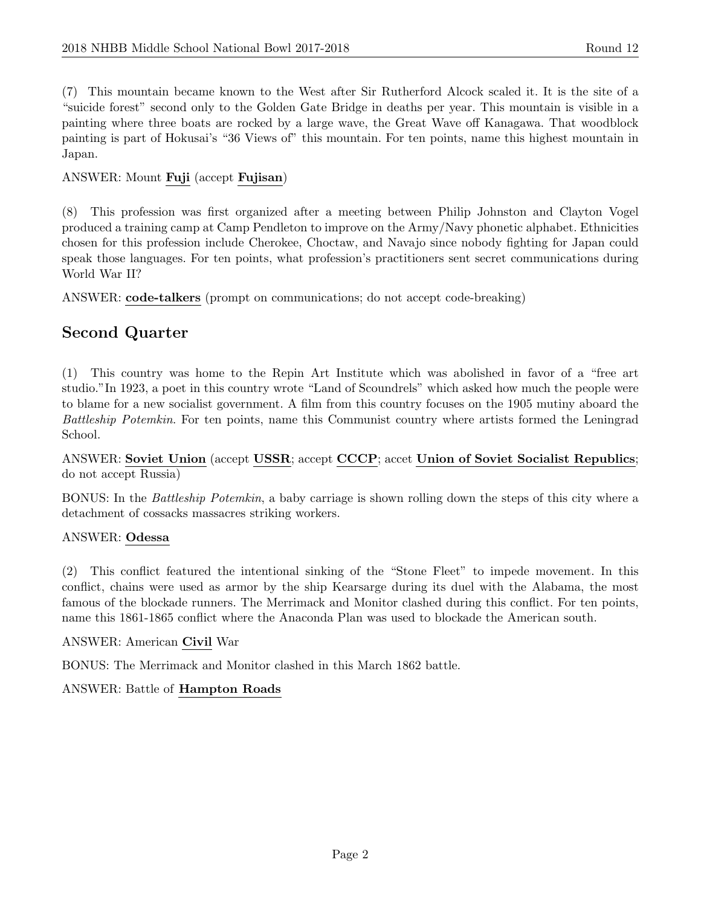(7) This mountain became known to the West after Sir Rutherford Alcock scaled it. It is the site of a "suicide forest" second only to the Golden Gate Bridge in deaths per year. This mountain is visible in a painting where three boats are rocked by a large wave, the Great Wave off Kanagawa. That woodblock painting is part of Hokusai's "36 Views of" this mountain. For ten points, name this highest mountain in Japan.

ANSWER: Mount **Fuji** (accept **Fujisan**)

(8) This profession was first organized after a meeting between Philip Johnston and Clayton Vogel produced a training camp at Camp Pendleton to improve on the Army/Navy phonetic alphabet. Ethnicities chosen for this profession include Cherokee, Choctaw, and Navajo since nobody fighting for Japan could speak those languages. For ten points, what profession's practitioners sent secret communications during World War II?

ANSWER: **code-talkers** (prompt on communications; do not accept code-breaking)

## Second Quarter

(1) This country was home to the Repin Art Institute which was abolished in favor of a "free art studio."In 1923, a poet in this country wrote "Land of Scoundrels" which asked how much the people were to blame for a new socialist government. A film from this country focuses on the 1905 mutiny aboard the *Battleship Potemkin*. For ten points, name this Communist country where artists formed the Leningrad School.

ANSWER: **Soviet Union** (accept **USSR**; accept **CCCP**; accet **Union of Soviet Socialist Republics**; do not accept Russia)

BONUS: In the *Battleship Potemkin*, a baby carriage is shown rolling down the steps of this city where a detachment of cossacks massacres striking workers.

ANSWER: **Odessa**

(2) This conflict featured the intentional sinking of the "Stone Fleet" to impede movement. In this conflict, chains were used as armor by the ship Kearsarge during its duel with the Alabama, the most famous of the blockade runners. The Merrimack and Monitor clashed during this conflict. For ten points, name this 1861-1865 conflict where the Anaconda Plan was used to blockade the American south.

ANSWER: American **Civil** War

BONUS: The Merrimack and Monitor clashed in this March 1862 battle.

ANSWER: Battle of **Hampton Roads**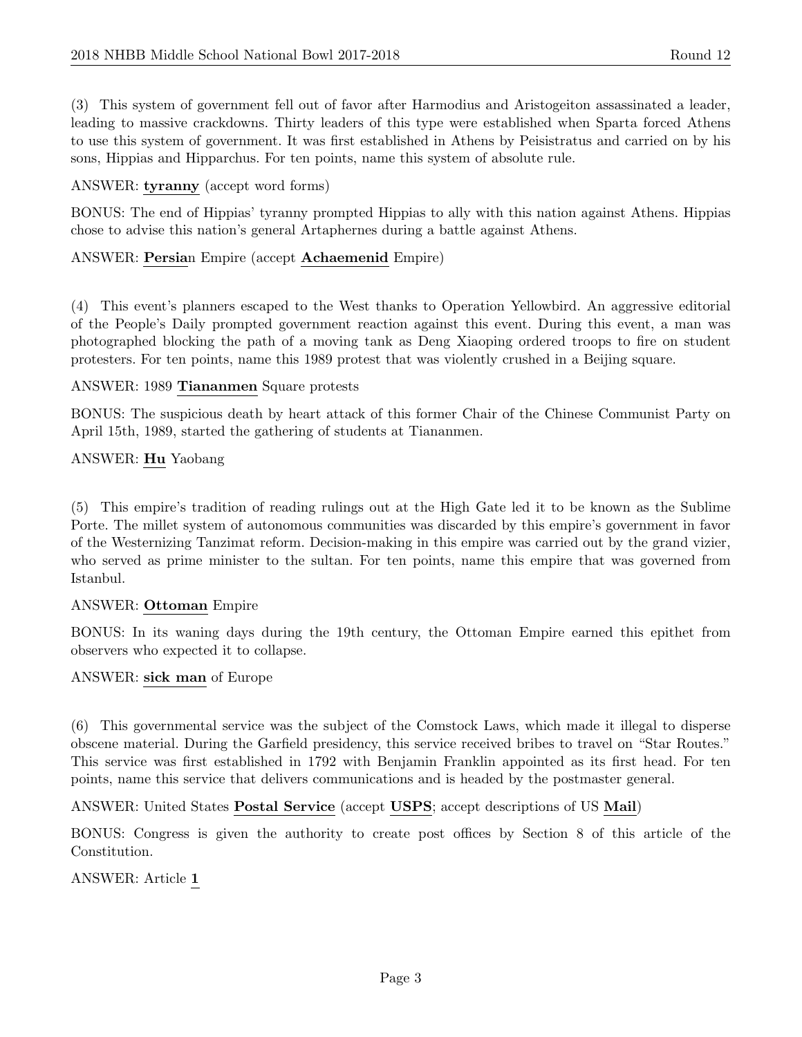(3) This system of government fell out of favor after Harmodius and Aristogeiton assassinated a leader, leading to massive crackdowns. Thirty leaders of this type were established when Sparta forced Athens to use this system of government. It was first established in Athens by Peisistratus and carried on by his sons, Hippias and Hipparchus. For ten points, name this system of absolute rule.

ANSWER: **tyranny** (accept word forms)

BONUS: The end of Hippias' tyranny prompted Hippias to ally with this nation against Athens. Hippias chose to advise this nation's general Artaphernes during a battle against Athens.

ANSWER: **Persia**n Empire (accept **Achaemenid** Empire)

(4) This event's planners escaped to the West thanks to Operation Yellowbird. An aggressive editorial of the People's Daily prompted government reaction against this event. During this event, a man was photographed blocking the path of a moving tank as Deng Xiaoping ordered troops to fire on student protesters. For ten points, name this 1989 protest that was violently crushed in a Beijing square.

ANSWER: 1989 **Tiananmen** Square protests

BONUS: The suspicious death by heart attack of this former Chair of the Chinese Communist Party on April 15th, 1989, started the gathering of students at Tiananmen.

ANSWER: **Hu** Yaobang

(5) This empire's tradition of reading rulings out at the High Gate led it to be known as the Sublime Porte. The millet system of autonomous communities was discarded by this empire's government in favor of the Westernizing Tanzimat reform. Decision-making in this empire was carried out by the grand vizier, who served as prime minister to the sultan. For ten points, name this empire that was governed from Istanbul.

ANSWER: **Ottoman** Empire

BONUS: In its waning days during the 19th century, the Ottoman Empire earned this epithet from observers who expected it to collapse.

ANSWER: **sick man** of Europe

(6) This governmental service was the subject of the Comstock Laws, which made it illegal to disperse obscene material. During the Garfield presidency, this service received bribes to travel on "Star Routes." This service was first established in 1792 with Benjamin Franklin appointed as its first head. For ten points, name this service that delivers communications and is headed by the postmaster general.

ANSWER: United States **Postal Service** (accept **USPS**; accept descriptions of US **Mail**)

BONUS: Congress is given the authority to create post offices by Section 8 of this article of the Constitution.

ANSWER: Article **1**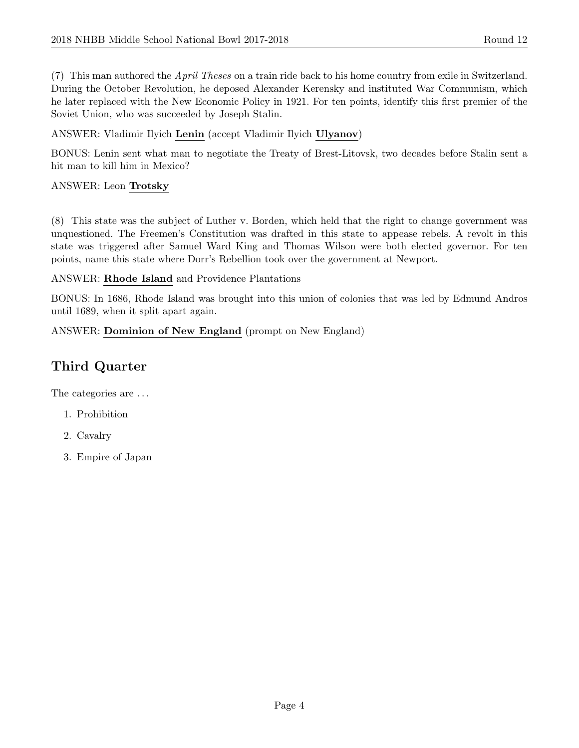(7) This man authored the *April Theses* on a train ride back to his home country from exile in Switzerland. During the October Revolution, he deposed Alexander Kerensky and instituted War Communism, which he later replaced with the New Economic Policy in 1921. For ten points, identify this first premier of the Soviet Union, who was succeeded by Joseph Stalin.

ANSWER: Vladimir Ilyich **Lenin** (accept Vladimir Ilyich **Ulyanov**)

BONUS: Lenin sent what man to negotiate the Treaty of Brest-Litovsk, two decades before Stalin sent a hit man to kill him in Mexico?

ANSWER: Leon **Trotsky**

(8) This state was the subject of Luther v. Borden, which held that the right to change government was unquestioned. The Freemen's Constitution was drafted in this state to appease rebels. A revolt in this state was triggered after Samuel Ward King and Thomas Wilson were both elected governor. For ten points, name this state where Dorr's Rebellion took over the government at Newport.

ANSWER: **Rhode Island** and Providence Plantations

BONUS: In 1686, Rhode Island was brought into this union of colonies that was led by Edmund Andros until 1689, when it split apart again.

ANSWER: **Dominion of New England** (prompt on New England)

## Third Quarter

The categories are . . .

1. Prohibition
2. Cavalry
3. Empire of Japan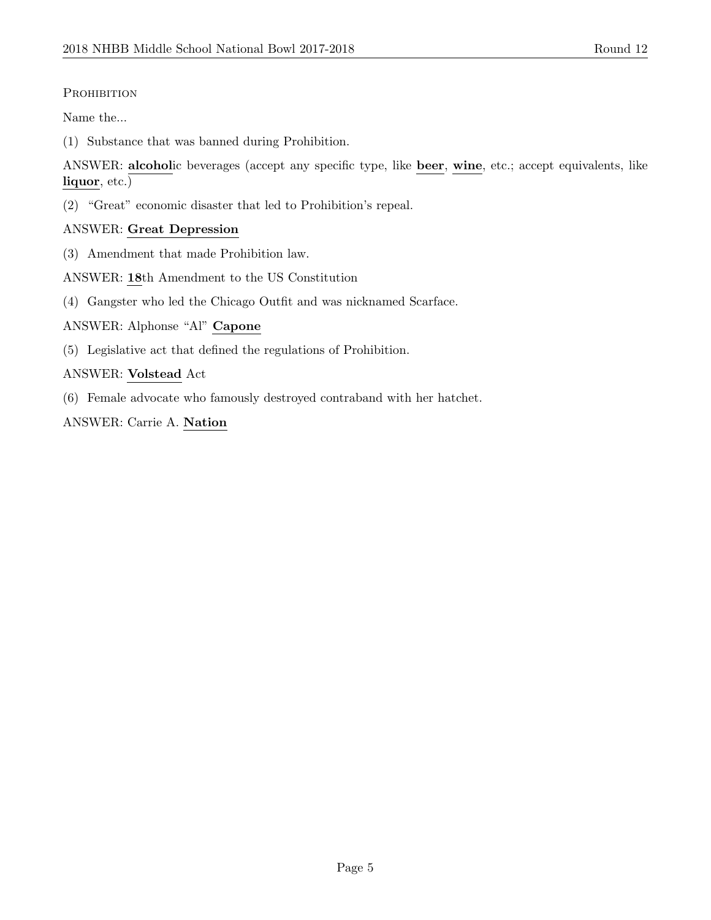Prohibition

Name the...

(1) Substance that was banned during Prohibition.

ANSWER: **alcohol**ic beverages (accept any specific type, like **beer**, **wine**, etc.; accept equivalents, like **liquor**, etc.)

(2) "Great" economic disaster that led to Prohibition's repeal.

ANSWER: **Great Depression**

(3) Amendment that made Prohibition law.

ANSWER: **18**th Amendment to the US Constitution

(4) Gangster who led the Chicago Outfit and was nicknamed Scarface.

ANSWER: Alphonse "Al" **Capone**

(5) Legislative act that defined the regulations of Prohibition.

ANSWER: **Volstead** Act

(6) Female advocate who famously destroyed contraband with her hatchet.

ANSWER: Carrie A. **Nation**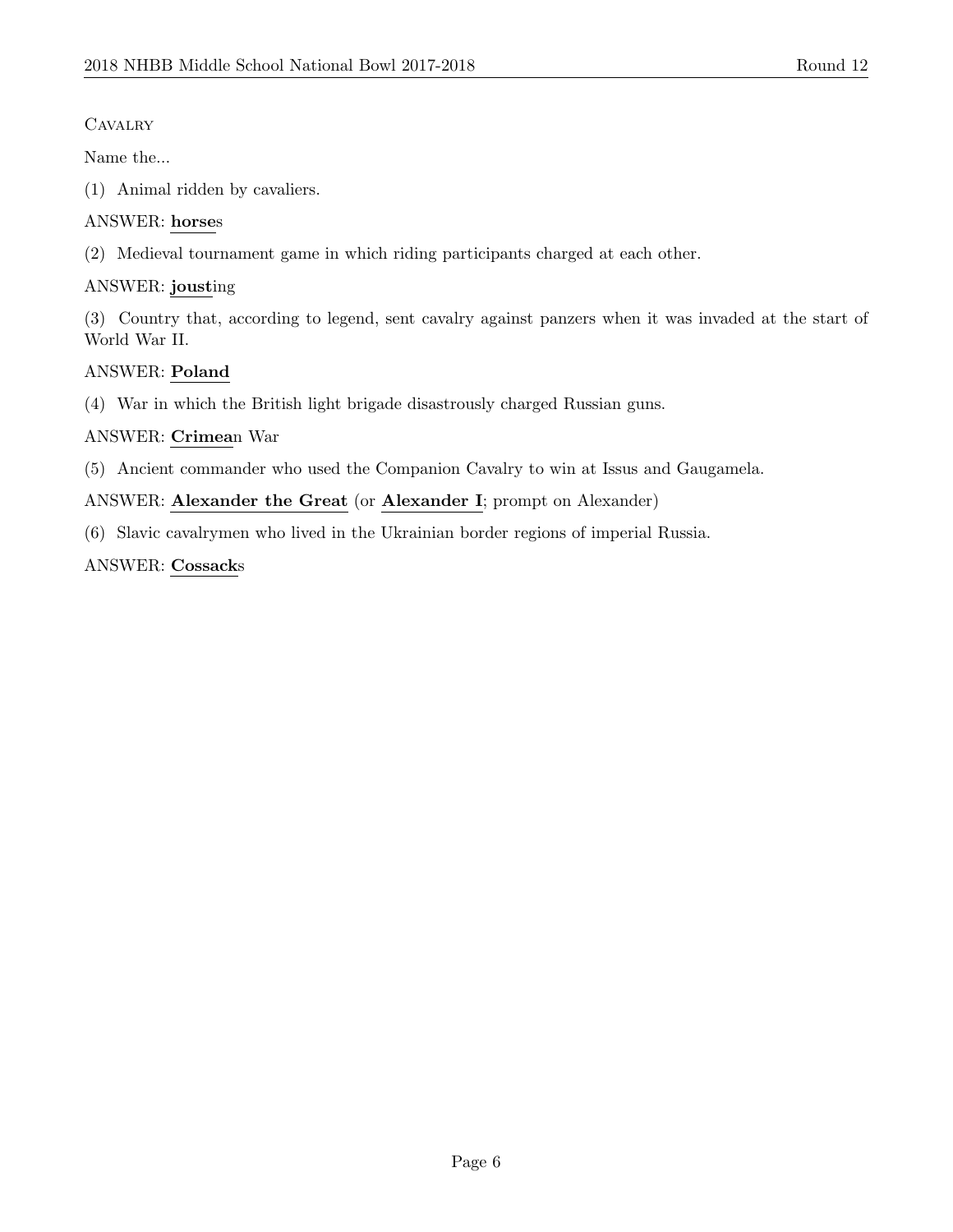CAVALRY

Name the...

(1) Animal ridden by cavaliers.

ANSWER: **horse**s

(2) Medieval tournament game in which riding participants charged at each other.

ANSWER: **joust**ing

(3) Country that, according to legend, sent cavalry against panzers when it was invaded at the start of World War II.

ANSWER: **Poland**

(4) War in which the British light brigade disastrously charged Russian guns.

ANSWER: **Crimea**n War

(5) Ancient commander who used the Companion Cavalry to win at Issus and Gaugamela.

ANSWER: **Alexander the Great** (or **Alexander I**; prompt on Alexander)

(6) Slavic cavalrymen who lived in the Ukrainian border regions of imperial Russia.

ANSWER: **Cossack**s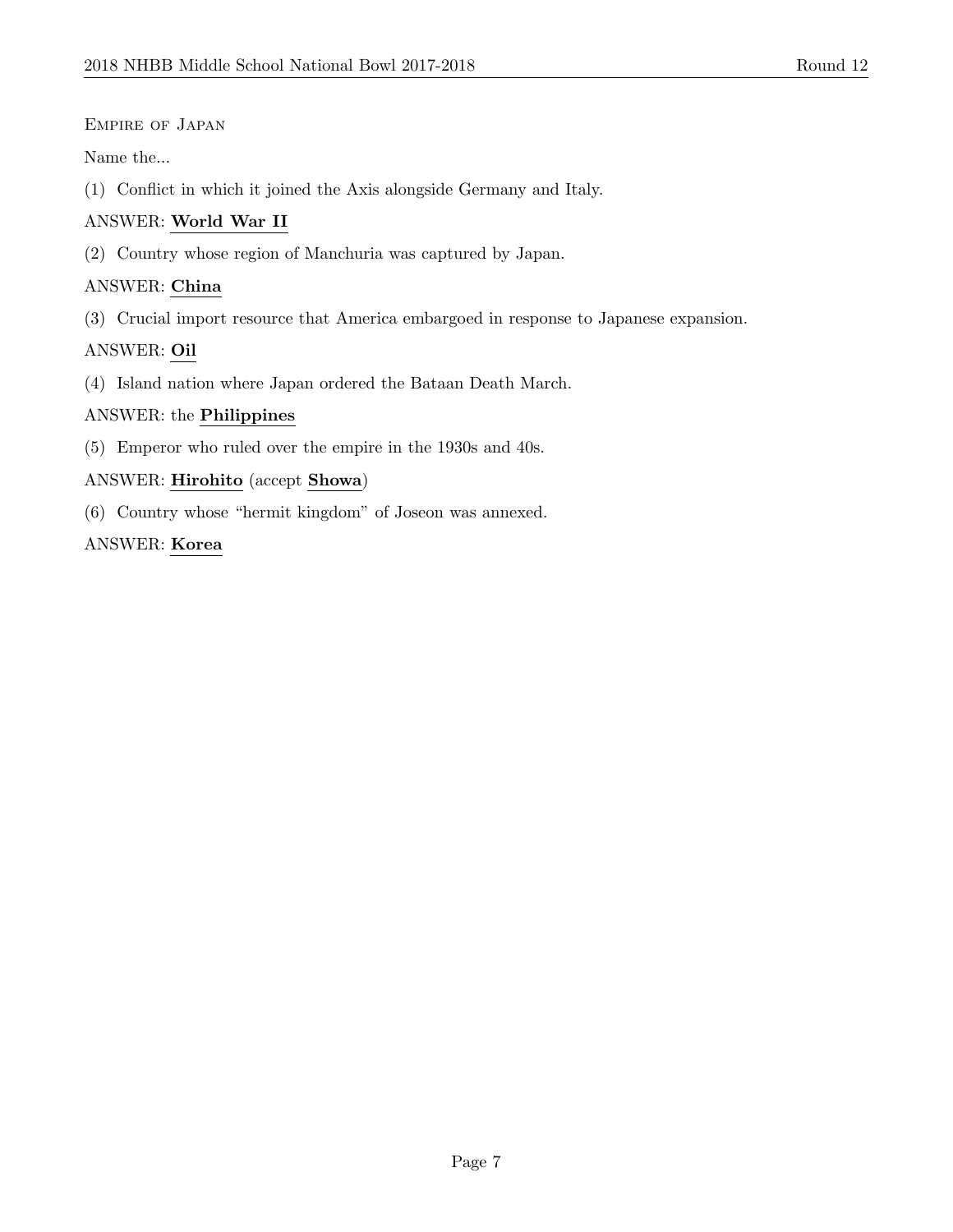Empire of Japan

Name the...

(1) Conflict in which it joined the Axis alongside Germany and Italy.

ANSWER: **World War II**

(2) Country whose region of Manchuria was captured by Japan.

ANSWER: **China**

(3) Crucial import resource that America embargoed in response to Japanese expansion.

ANSWER: **Oil**

(4) Island nation where Japan ordered the Bataan Death March.

ANSWER: the **Philippines**

(5) Emperor who ruled over the empire in the 1930s and 40s.

ANSWER: **Hirohito** (accept **Showa**)

(6) Country whose "hermit kingdom" of Joseon was annexed.

ANSWER: **Korea**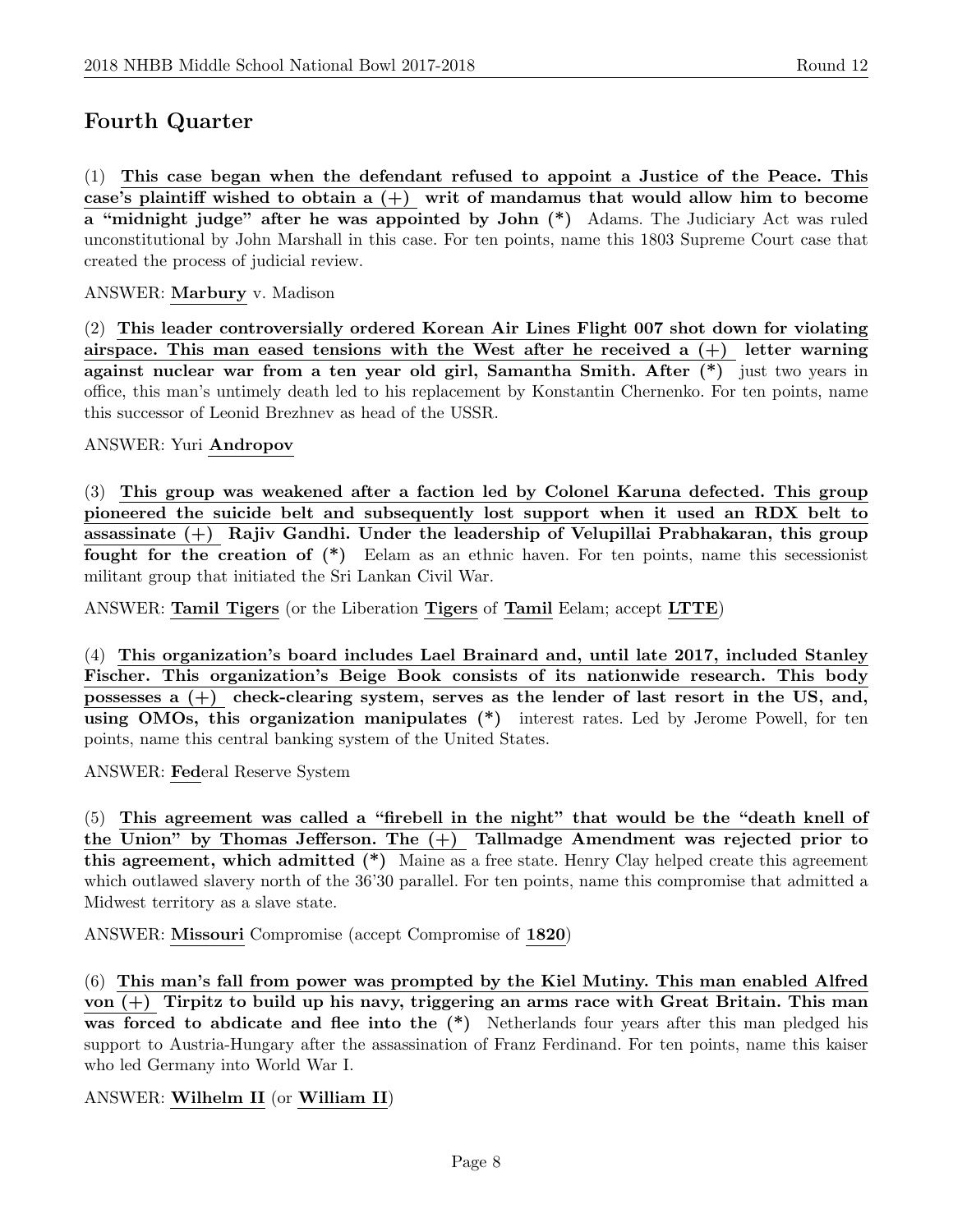## Fourth Quarter

(1) **This case began when the defendant refused to appoint a Justice of the Peace. This case's plaintiff wished to obtain a (+) writ of mandamus that would allow him to become a "midnight judge" after he was appointed by John (*)** Adams. The Judiciary Act was ruled unconstitutional by John Marshall in this case. For ten points, name this 1803 Supreme Court case that created the process of judicial review.

ANSWER: **Marbury** v. Madison

(2) **This leader controversially ordered Korean Air Lines Flight 007 shot down for violating airspace. This man eased tensions with the West after he received a (+) letter warning against nuclear war from a ten year old girl, Samantha Smith. After (*)** just two years in office, this man's untimely death led to his replacement by Konstantin Chernenko. For ten points, name this successor of Leonid Brezhnev as head of the USSR.

ANSWER: Yuri **Andropov**

(3) **This group was weakened after a faction led by Colonel Karuna defected. This group pioneered the suicide belt and subsequently lost support when it used an RDX belt to assassinate (+) Rajiv Gandhi. Under the leadership of Velupillai Prabhakaran, this group fought for the creation of (*)** Eelam as an ethnic haven. For ten points, name this secessionist militant group that initiated the Sri Lankan Civil War.

ANSWER: **Tamil Tigers** (or the Liberation **Tigers** of **Tamil** Eelam; accept **LTTE**)

(4) **This organization's board includes Lael Brainard and, until late 2017, included Stanley Fischer. This organization's Beige Book consists of its nationwide research. This body possesses a (+) check-clearing system, serves as the lender of last resort in the US, and, using OMOs, this organization manipulates (*)** interest rates. Led by Jerome Powell, for ten points, name this central banking system of the United States.

ANSWER: **Fed**eral Reserve System

(5) **This agreement was called a "firebell in the night" that would be the "death knell of the Union" by Thomas Jefferson. The (+) Tallmadge Amendment was rejected prior to this agreement, which admitted (*)** Maine as a free state. Henry Clay helped create this agreement which outlawed slavery north of the 36'30 parallel. For ten points, name this compromise that admitted a Midwest territory as a slave state.

ANSWER: **Missouri** Compromise (accept Compromise of **1820**)

(6) **This man's fall from power was prompted by the Kiel Mutiny. This man enabled Alfred von (+) Tirpitz to build up his navy, triggering an arms race with Great Britain. This man was forced to abdicate and flee into the (*)** Netherlands four years after this man pledged his support to Austria-Hungary after the assassination of Franz Ferdinand. For ten points, name this kaiser who led Germany into World War I.

ANSWER: **Wilhelm II** (or **William II**)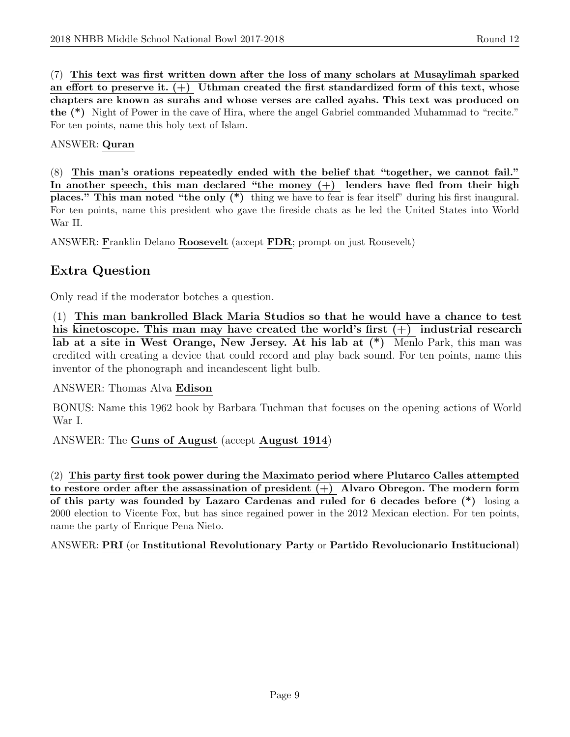(7) **This text was first written down after the loss of many scholars at Musaylimah sparked an effort to preserve it. (+) Uthman created the first standardized form of this text, whose chapters are known as surahs and whose verses are called ayahs. This text was produced on the (*)** Night of Power in the cave of Hira, where the angel Gabriel commanded Muhammad to "recite." For ten points, name this holy text of Islam.

ANSWER: **Quran**

(8) **This man's orations repeatedly ended with the belief that "together, we cannot fail." In another speech, this man declared "the money (+) lenders have fled from their high places." This man noted "the only (*)** thing we have to fear is fear itself" during his first inaugural. For ten points, name this president who gave the fireside chats as he led the United States into World War II.

ANSWER: **F**ranklin Delano **Roosevelt** (accept **FDR**; prompt on just Roosevelt)

## Extra Question

Only read if the moderator botches a question.

(1) **This man bankrolled Black Maria Studios so that he would have a chance to test his kinetoscope. This man may have created the world's first (+) industrial research lab at a site in West Orange, New Jersey. At his lab at (*)** Menlo Park, this man was credited with creating a device that could record and play back sound. For ten points, name this inventor of the phonograph and incandescent light bulb.

ANSWER: Thomas Alva **Edison**

BONUS: Name this 1962 book by Barbara Tuchman that focuses on the opening actions of World War I.

ANSWER: The **Guns of August** (accept **August 1914**)

(2) **This party first took power during the Maximato period where Plutarco Calles attempted to restore order after the assassination of president (+) Alvaro Obregon. The modern form of this party was founded by Lazaro Cardenas and ruled for 6 decades before (*)** losing a 2000 election to Vicente Fox, but has since regained power in the 2012 Mexican election. For ten points, name the party of Enrique Pena Nieto.

ANSWER: **PRI** (or **Institutional Revolutionary Party** or **Partido Revolucionario Institucional**)